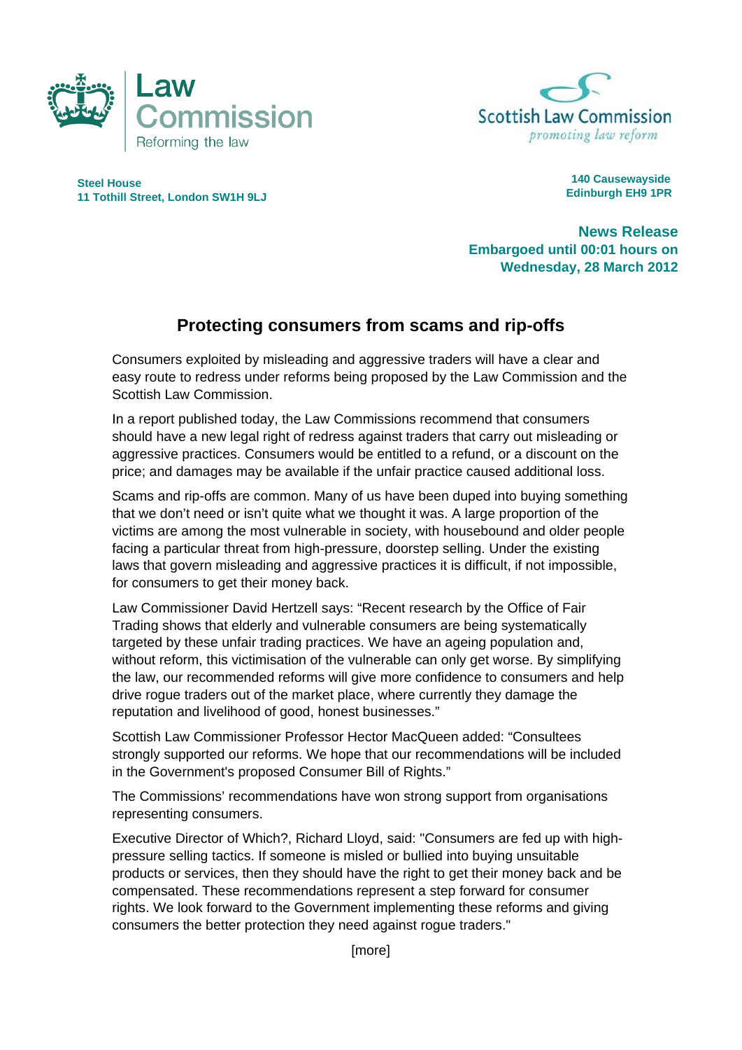Law Commission
Reforming the law

Scottish Law Commission
*promoting law reform*

**Steel House**
**11 Tothill Street, London SW1H 9LJ**

**140 Causewayside**
**Edinburgh EH9 1PR**

**News Release**
**Embargoed until 00:01 hours on Wednesday, 28 March 2012**

## Protecting consumers from scams and rip-offs

Consumers exploited by misleading and aggressive traders will have a clear and easy route to redress under reforms being proposed by the Law Commission and the Scottish Law Commission.

In a report published today, the Law Commissions recommend that consumers should have a new legal right of redress against traders that carry out misleading or aggressive practices. Consumers would be entitled to a refund, or a discount on the price; and damages may be available if the unfair practice caused additional loss.

Scams and rip-offs are common. Many of us have been duped into buying something that we don't need or isn't quite what we thought it was. A large proportion of the victims are among the most vulnerable in society, with housebound and older people facing a particular threat from high-pressure, doorstep selling. Under the existing laws that govern misleading and aggressive practices it is difficult, if not impossible, for consumers to get their money back.

Law Commissioner David Hertzell says: "Recent research by the Office of Fair Trading shows that elderly and vulnerable consumers are being systematically targeted by these unfair trading practices. We have an ageing population and, without reform, this victimisation of the vulnerable can only get worse. By simplifying the law, our recommended reforms will give more confidence to consumers and help drive rogue traders out of the market place, where currently they damage the reputation and livelihood of good, honest businesses."

Scottish Law Commissioner Professor Hector MacQueen added: "Consultees strongly supported our reforms. We hope that our recommendations will be included in the Government's proposed Consumer Bill of Rights."

The Commissions' recommendations have won strong support from organisations representing consumers.

Executive Director of Which?, Richard Lloyd, said: "Consumers are fed up with high-pressure selling tactics. If someone is misled or bullied into buying unsuitable products or services, then they should have the right to get their money back and be compensated. These recommendations represent a step forward for consumer rights. We look forward to the Government implementing these reforms and giving consumers the better protection they need against rogue traders."

[more]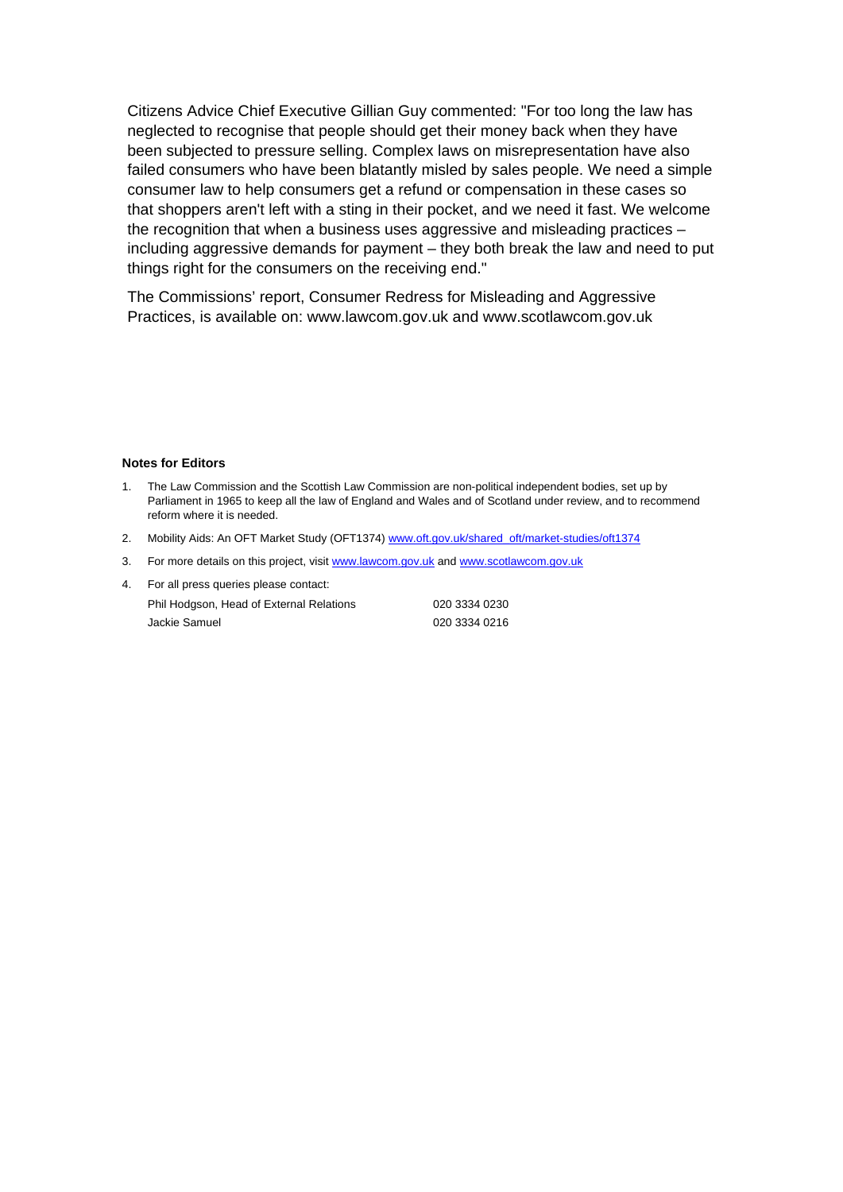Citizens Advice Chief Executive Gillian Guy commented: "For too long the law has neglected to recognise that people should get their money back when they have been subjected to pressure selling. Complex laws on misrepresentation have also failed consumers who have been blatantly misled by sales people. We need a simple consumer law to help consumers get a refund or compensation in these cases so that shoppers aren't left with a sting in their pocket, and we need it fast. We welcome the recognition that when a business uses aggressive and misleading practices – including aggressive demands for payment – they both break the law and need to put things right for the consumers on the receiving end."

The Commissions' report, Consumer Redress for Misleading and Aggressive Practices, is available on: www.lawcom.gov.uk and www.scotlawcom.gov.uk

**Notes for Editors**

1. The Law Commission and the Scottish Law Commission are non-political independent bodies, set up by Parliament in 1965 to keep all the law of England and Wales and of Scotland under review, and to recommend reform where it is needed.
2. Mobility Aids: An OFT Market Study (OFT1374) www.oft.gov.uk/shared_oft/market-studies/oft1374
3. For more details on this project, visit www.lawcom.gov.uk and www.scotlawcom.gov.uk
4. For all press queries please contact:

   Phil Hodgson, Head of External Relations 020 3334 0230

   Jackie Samuel 020 3334 0216